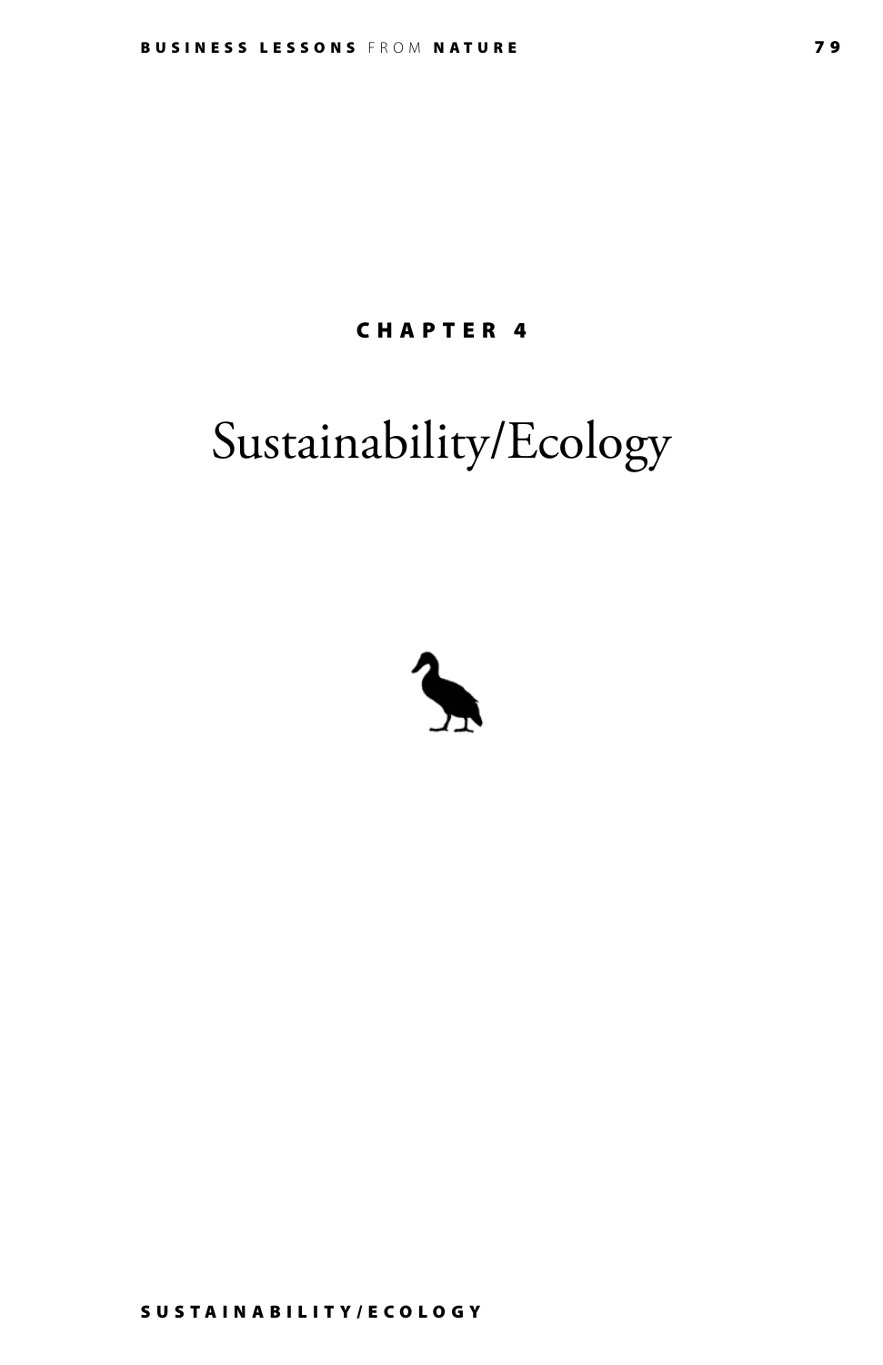# CHAPTER 4

# Sustainability/Ecology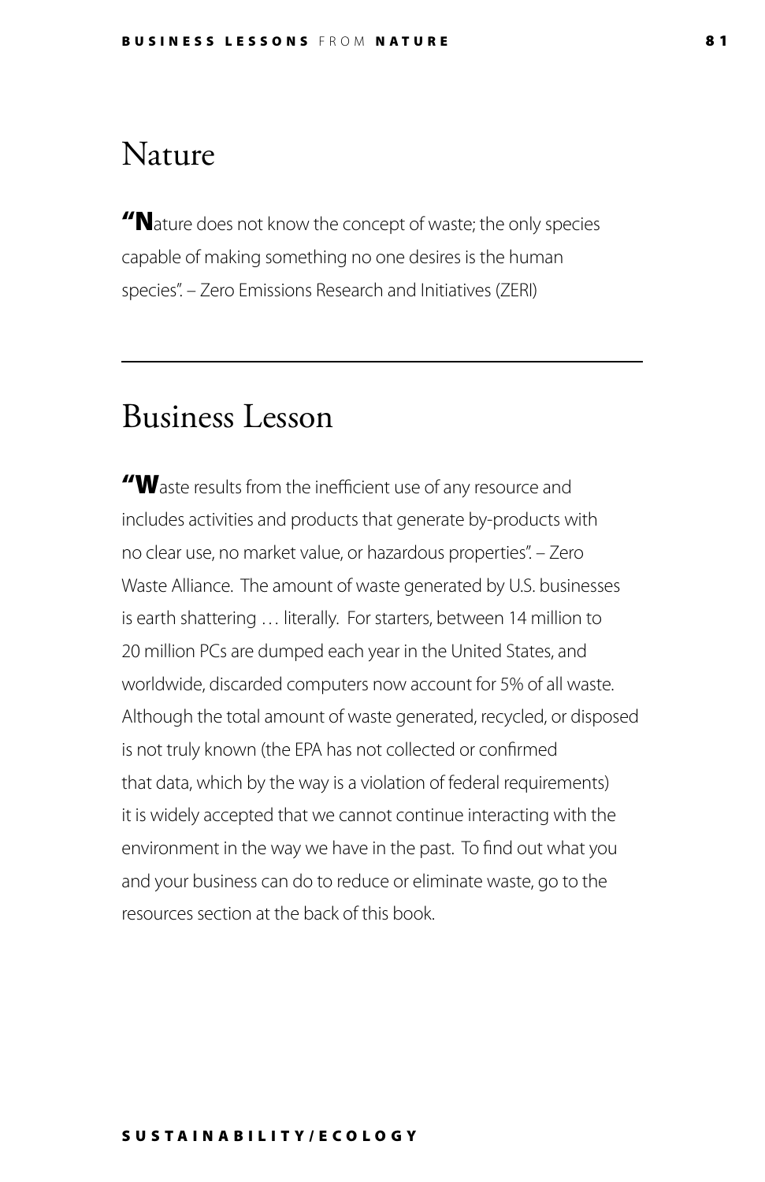## Nature

"Nature does not know the concept of waste; the only species capable of making something no one desires is the human species". – Zero Emissions Research and Initiatives (ZERI)

---

## Business Lesson

"Waste results from the inefficient use of any resource and includes activities and products that generate by-products with no clear use, no market value, or hazardous properties". – Zero Waste Alliance. The amount of waste generated by U.S. businesses is earth shattering … literally. For starters, between 14 million to 20 million PCs are dumped each year in the United States, and worldwide, discarded computers now account for 5% of all waste. Although the total amount of waste generated, recycled, or disposed is not truly known (the EPA has not collected or confirmed that data, which by the way is a violation of federal requirements) it is widely accepted that we cannot continue interacting with the environment in the way we have in the past. To find out what you and your business can do to reduce or eliminate waste, go to the resources section at the back of this book.

**SUSTAINABILITY/ECOLOGY**